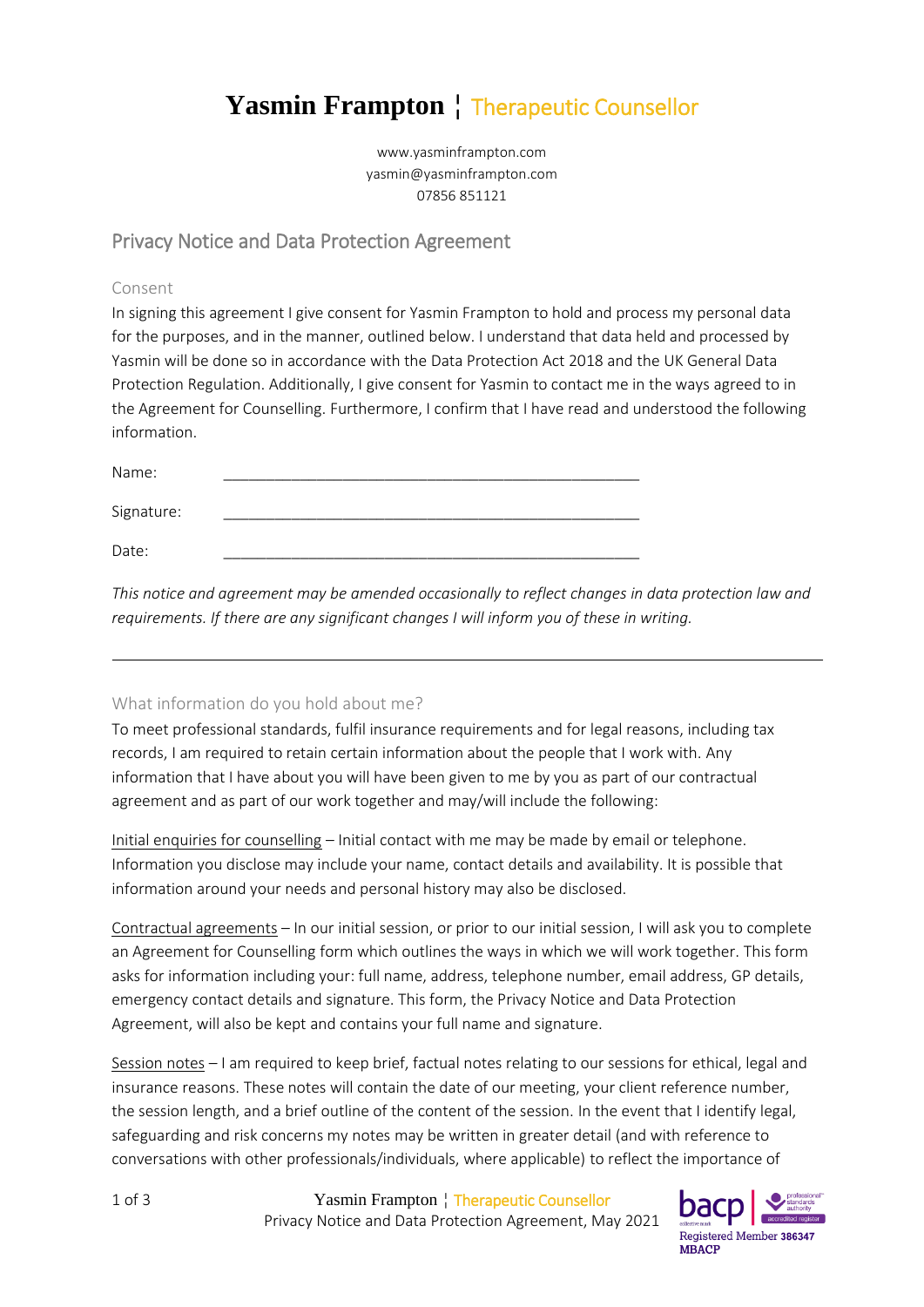# Yasmin Frampton ¦ Therapeutic Counsellor

www.yasminframpton.com
yasmin@yasminframpton.com
07856 851121

## Privacy Notice and Data Protection Agreement

### Consent

In signing this agreement I give consent for Yasmin Frampton to hold and process my personal data for the purposes, and in the manner, outlined below. I understand that data held and processed by Yasmin will be done so in accordance with the Data Protection Act 2018 and the UK General Data Protection Regulation. Additionally, I give consent for Yasmin to contact me in the ways agreed to in the Agreement for Counselling. Furthermore, I confirm that I have read and understood the following information.

Name: ________________________________________________

Signature: ________________________________________________

Date: ________________________________________________

*This notice and agreement may be amended occasionally to reflect changes in data protection law and requirements. If there are any significant changes I will inform you of these in writing.*

---

### What information do you hold about me?

To meet professional standards, fulfil insurance requirements and for legal reasons, including tax records, I am required to retain certain information about the people that I work with. Any information that I have about you will have been given to me by you as part of our contractual agreement and as part of our work together and may/will include the following:

Initial enquiries for counselling – Initial contact with me may be made by email or telephone. Information you disclose may include your name, contact details and availability. It is possible that information around your needs and personal history may also be disclosed.

Contractual agreements – In our initial session, or prior to our initial session, I will ask you to complete an Agreement for Counselling form which outlines the ways in which we will work together. This form asks for information including your: full name, address, telephone number, email address, GP details, emergency contact details and signature. This form, the Privacy Notice and Data Protection Agreement, will also be kept and contains your full name and signature.

Session notes – I am required to keep brief, factual notes relating to our sessions for ethical, legal and insurance reasons. These notes will contain the date of our meeting, your client reference number, the session length, and a brief outline of the content of the session. In the event that I identify legal, safeguarding and risk concerns my notes may be written in greater detail (and with reference to conversations with other professionals/individuals, where applicable) to reflect the importance of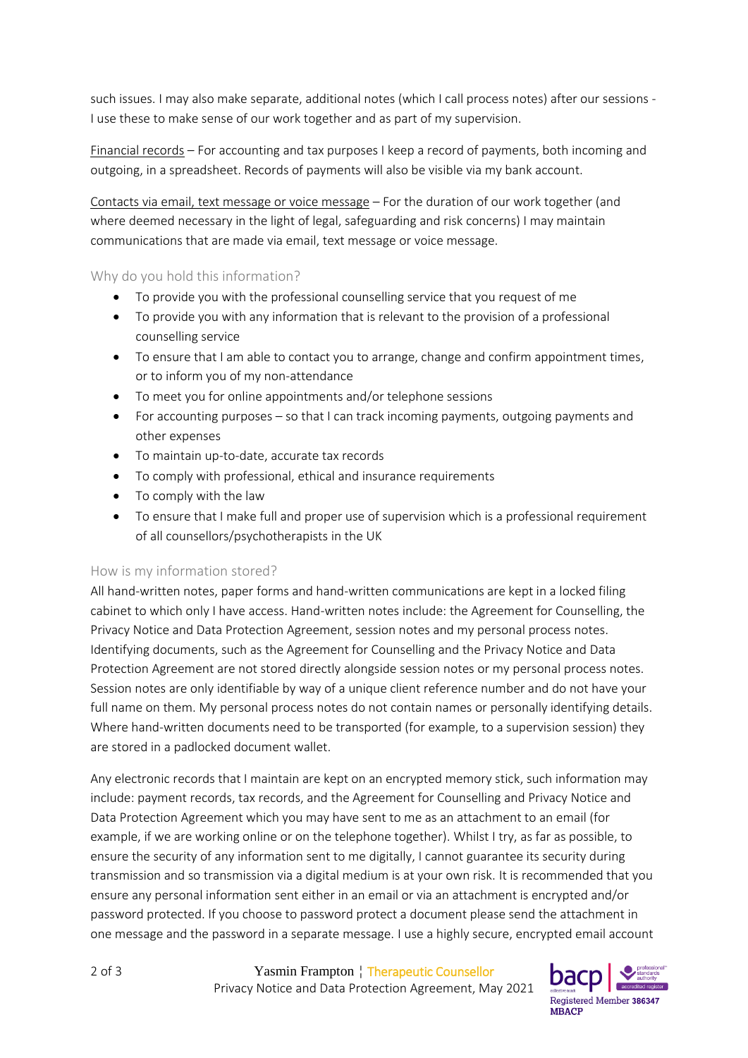such issues. I may also make separate, additional notes (which I call process notes) after our sessions - I use these to make sense of our work together and as part of my supervision.

Financial records – For accounting and tax purposes I keep a record of payments, both incoming and outgoing, in a spreadsheet. Records of payments will also be visible via my bank account.

Contacts via email, text message or voice message – For the duration of our work together (and where deemed necessary in the light of legal, safeguarding and risk concerns) I may maintain communications that are made via email, text message or voice message.

### Why do you hold this information?

- To provide you with the professional counselling service that you request of me
- To provide you with any information that is relevant to the provision of a professional counselling service
- To ensure that I am able to contact you to arrange, change and confirm appointment times, or to inform you of my non-attendance
- To meet you for online appointments and/or telephone sessions
- For accounting purposes – so that I can track incoming payments, outgoing payments and other expenses
- To maintain up-to-date, accurate tax records
- To comply with professional, ethical and insurance requirements
- To comply with the law
- To ensure that I make full and proper use of supervision which is a professional requirement of all counsellors/psychotherapists in the UK

### How is my information stored?

All hand-written notes, paper forms and hand-written communications are kept in a locked filing cabinet to which only I have access. Hand-written notes include: the Agreement for Counselling, the Privacy Notice and Data Protection Agreement, session notes and my personal process notes. Identifying documents, such as the Agreement for Counselling and the Privacy Notice and Data Protection Agreement are not stored directly alongside session notes or my personal process notes. Session notes are only identifiable by way of a unique client reference number and do not have your full name on them. My personal process notes do not contain names or personally identifying details. Where hand-written documents need to be transported (for example, to a supervision session) they are stored in a padlocked document wallet.

Any electronic records that I maintain are kept on an encrypted memory stick, such information may include: payment records, tax records, and the Agreement for Counselling and Privacy Notice and Data Protection Agreement which you may have sent to me as an attachment to an email (for example, if we are working online or on the telephone together). Whilst I try, as far as possible, to ensure the security of any information sent to me digitally, I cannot guarantee its security during transmission and so transmission via a digital medium is at your own risk. It is recommended that you ensure any personal information sent either in an email or via an attachment is encrypted and/or password protected. If you choose to password protect a document please send the attachment in one message and the password in a separate message. I use a highly secure, encrypted email account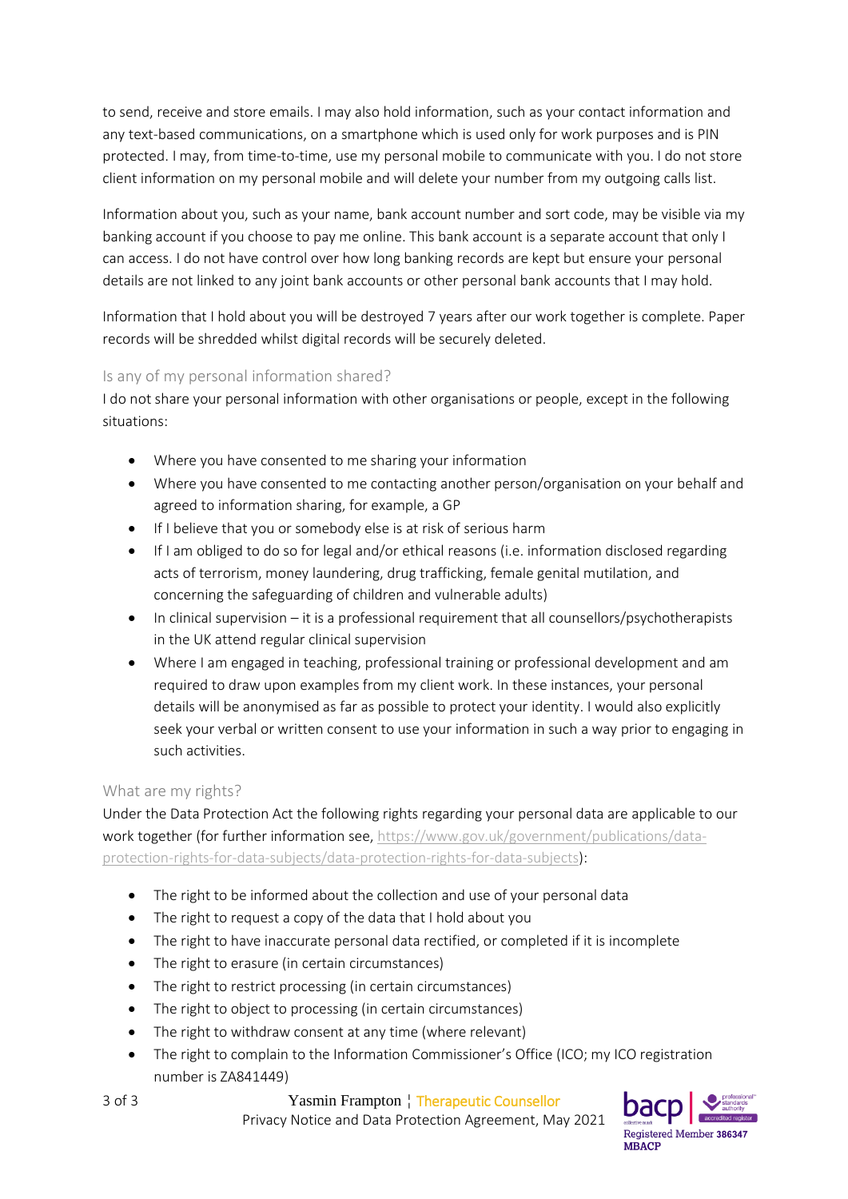to send, receive and store emails. I may also hold information, such as your contact information and any text-based communications, on a smartphone which is used only for work purposes and is PIN protected. I may, from time-to-time, use my personal mobile to communicate with you. I do not store client information on my personal mobile and will delete your number from my outgoing calls list.

Information about you, such as your name, bank account number and sort code, may be visible via my banking account if you choose to pay me online. This bank account is a separate account that only I can access. I do not have control over how long banking records are kept but ensure your personal details are not linked to any joint bank accounts or other personal bank accounts that I may hold.

Information that I hold about you will be destroyed 7 years after our work together is complete. Paper records will be shredded whilst digital records will be securely deleted.

### Is any of my personal information shared?

I do not share your personal information with other organisations or people, except in the following situations:

- Where you have consented to me sharing your information
- Where you have consented to me contacting another person/organisation on your behalf and agreed to information sharing, for example, a GP
- If I believe that you or somebody else is at risk of serious harm
- If I am obliged to do so for legal and/or ethical reasons (i.e. information disclosed regarding acts of terrorism, money laundering, drug trafficking, female genital mutilation, and concerning the safeguarding of children and vulnerable adults)
- In clinical supervision – it is a professional requirement that all counsellors/psychotherapists in the UK attend regular clinical supervision
- Where I am engaged in teaching, professional training or professional development and am required to draw upon examples from my client work. In these instances, your personal details will be anonymised as far as possible to protect your identity. I would also explicitly seek your verbal or written consent to use your information in such a way prior to engaging in such activities.

### What are my rights?

Under the Data Protection Act the following rights regarding your personal data are applicable to our work together (for further information see, https://www.gov.uk/government/publications/data-protection-rights-for-data-subjects/data-protection-rights-for-data-subjects):

- The right to be informed about the collection and use of your personal data
- The right to request a copy of the data that I hold about you
- The right to have inaccurate personal data rectified, or completed if it is incomplete
- The right to erasure (in certain circumstances)
- The right to restrict processing (in certain circumstances)
- The right to object to processing (in certain circumstances)
- The right to withdraw consent at any time (where relevant)
- The right to complain to the Information Commissioner's Office (ICO; my ICO registration number is ZA841449)